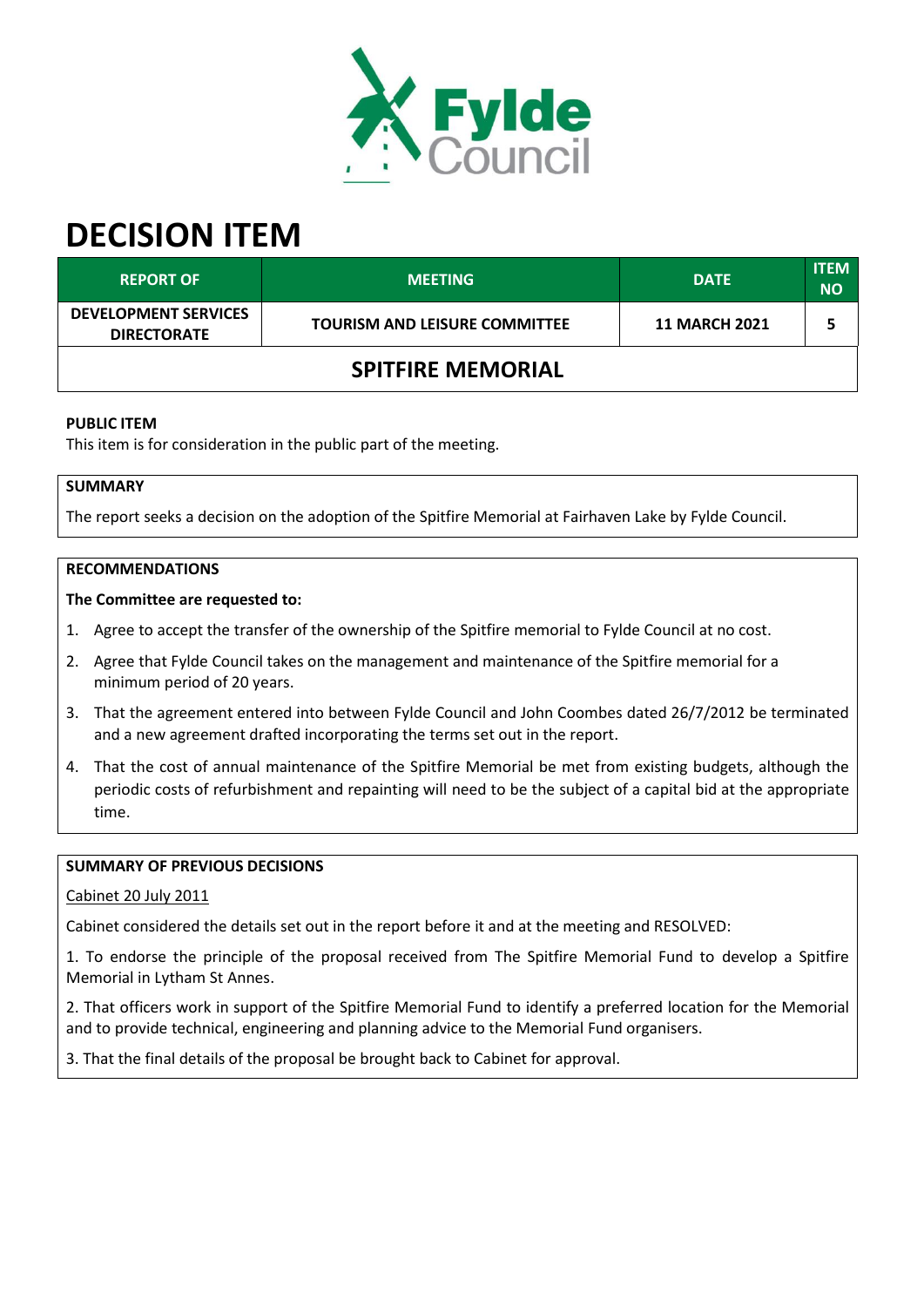# DECISION ITEM

| REPORT OF | MEETING | DATE | ITEM NO |
|---|---|---|---|
| DEVELOPMENT SERVICES DIRECTORATE | TOURISM AND LEISURE COMMITTEE | 11 MARCH 2021 | 5 |
| SPITFIRE MEMORIAL | | | |

**PUBLIC ITEM**

This item is for consideration in the public part of the meeting.

**SUMMARY**

The report seeks a decision on the adoption of the Spitfire Memorial at Fairhaven Lake by Fylde Council.

**RECOMMENDATIONS**

**The Committee are requested to:**

1. Agree to accept the transfer of the ownership of the Spitfire memorial to Fylde Council at no cost.
2. Agree that Fylde Council takes on the management and maintenance of the Spitfire memorial for a minimum period of 20 years.
3. That the agreement entered into between Fylde Council and John Coombes dated 26/7/2012 be terminated and a new agreement drafted incorporating the terms set out in the report.
4. That the cost of annual maintenance of the Spitfire Memorial be met from existing budgets, although the periodic costs of refurbishment and repainting will need to be the subject of a capital bid at the appropriate time.

**SUMMARY OF PREVIOUS DECISIONS**

Cabinet 20 July 2011

Cabinet considered the details set out in the report before it and at the meeting and RESOLVED:

1. To endorse the principle of the proposal received from The Spitfire Memorial Fund to develop a Spitfire Memorial in Lytham St Annes.

2. That officers work in support of the Spitfire Memorial Fund to identify a preferred location for the Memorial and to provide technical, engineering and planning advice to the Memorial Fund organisers.

3. That the final details of the proposal be brought back to Cabinet for approval.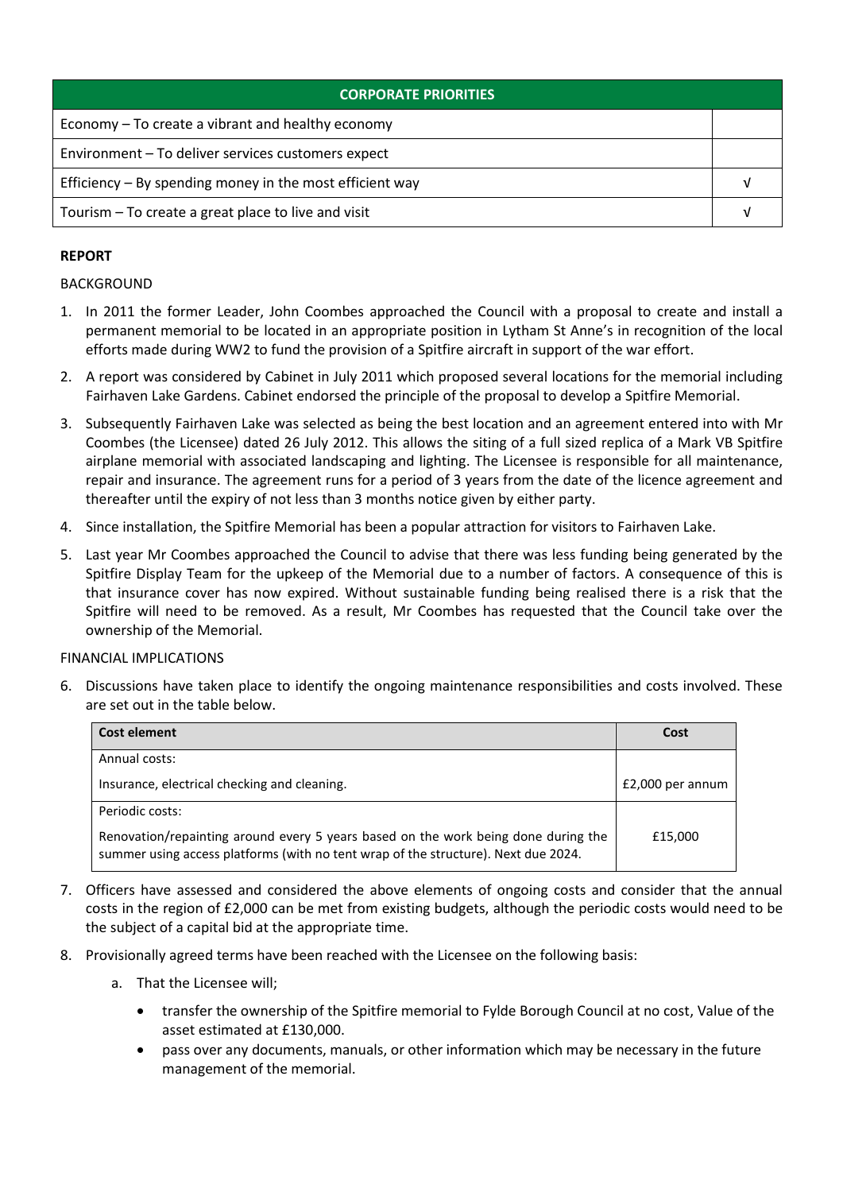| CORPORATE PRIORITIES | |
|---|---|
| Economy – To create a vibrant and healthy economy | |
| Environment – To deliver services customers expect | |
| Efficiency – By spending money in the most efficient way | √ |
| Tourism – To create a great place to live and visit | √ |

**REPORT**

BACKGROUND

1. In 2011 the former Leader, John Coombes approached the Council with a proposal to create and install a permanent memorial to be located in an appropriate position in Lytham St Anne's in recognition of the local efforts made during WW2 to fund the provision of a Spitfire aircraft in support of the war effort.
2. A report was considered by Cabinet in July 2011 which proposed several locations for the memorial including Fairhaven Lake Gardens. Cabinet endorsed the principle of the proposal to develop a Spitfire Memorial.
3. Subsequently Fairhaven Lake was selected as being the best location and an agreement entered into with Mr Coombes (the Licensee) dated 26 July 2012. This allows the siting of a full sized replica of a Mark VB Spitfire airplane memorial with associated landscaping and lighting. The Licensee is responsible for all maintenance, repair and insurance. The agreement runs for a period of 3 years from the date of the licence agreement and thereafter until the expiry of not less than 3 months notice given by either party.
4. Since installation, the Spitfire Memorial has been a popular attraction for visitors to Fairhaven Lake.
5. Last year Mr Coombes approached the Council to advise that there was less funding being generated by the Spitfire Display Team for the upkeep of the Memorial due to a number of factors. A consequence of this is that insurance cover has now expired. Without sustainable funding being realised there is a risk that the Spitfire will need to be removed. As a result, Mr Coombes has requested that the Council take over the ownership of the Memorial.

FINANCIAL IMPLICATIONS

6. Discussions have taken place to identify the ongoing maintenance responsibilities and costs involved. These are set out in the table below.

| Cost element | Cost |
|---|---|
| Annual costs:<br>Insurance, electrical checking and cleaning. | £2,000 per annum |
| Periodic costs:<br>Renovation/repainting around every 5 years based on the work being done during the summer using access platforms (with no tent wrap of the structure). Next due 2024. | £15,000 |

7. Officers have assessed and considered the above elements of ongoing costs and consider that the annual costs in the region of £2,000 can be met from existing budgets, although the periodic costs would need to be the subject of a capital bid at the appropriate time.
8. Provisionally agreed terms have been reached with the Licensee on the following basis:
   a. That the Licensee will;
      - transfer the ownership of the Spitfire memorial to Fylde Borough Council at no cost, Value of the asset estimated at £130,000.
      - pass over any documents, manuals, or other information which may be necessary in the future management of the memorial.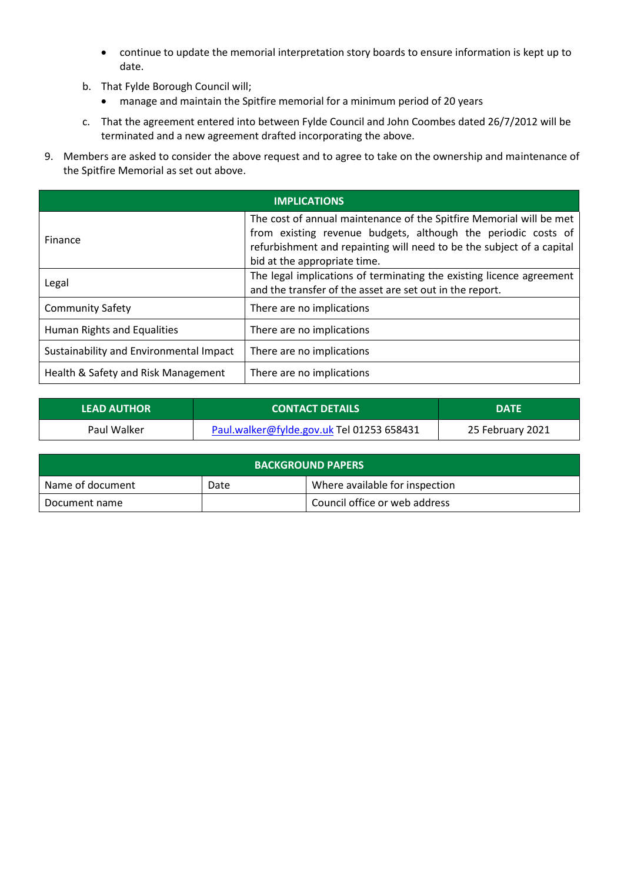- continue to update the memorial interpretation story boards to ensure information is kept up to date.

b. That Fylde Borough Council will;

- manage and maintain the Spitfire memorial for a minimum period of 20 years

c. That the agreement entered into between Fylde Council and John Coombes dated 26/7/2012 will be terminated and a new agreement drafted incorporating the above.

9. Members are asked to consider the above request and to agree to take on the ownership and maintenance of the Spitfire Memorial as set out above.

| IMPLICATIONS | |
|---|---|
| Finance | The cost of annual maintenance of the Spitfire Memorial will be met from existing revenue budgets, although the periodic costs of refurbishment and repainting will need to be the subject of a capital bid at the appropriate time. |
| Legal | The legal implications of terminating the existing licence agreement and the transfer of the asset are set out in the report. |
| Community Safety | There are no implications |
| Human Rights and Equalities | There are no implications |
| Sustainability and Environmental Impact | There are no implications |
| Health & Safety and Risk Management | There are no implications |

| LEAD AUTHOR | CONTACT DETAILS | DATE |
|---|---|---|
| Paul Walker | Paul.walker@fylde.gov.uk Tel 01253 658431 | 25 February 2021 |

| BACKGROUND PAPERS | | |
|---|---|---|
| Name of document | Date | Where available for inspection |
| Document name | | Council office or web address |